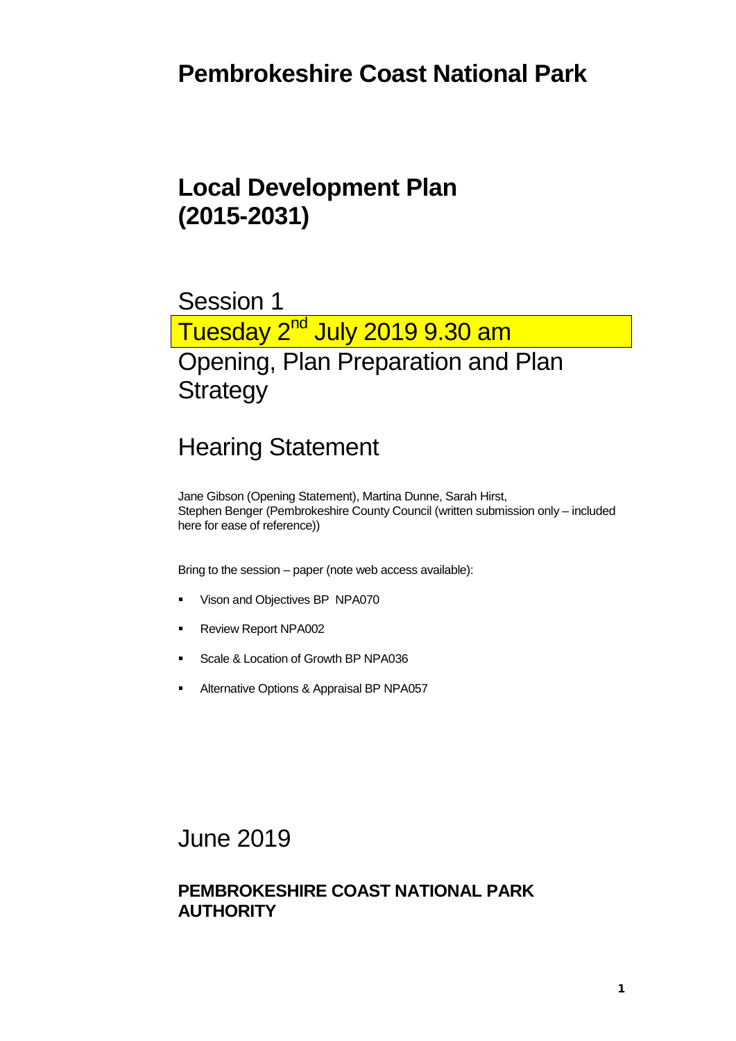# Pembrokeshire Coast National Park

## Local Development Plan (2015-2031)

Session 1

Tuesday 2nd July 2019 9.30 am

Opening, Plan Preparation and Plan Strategy

## Hearing Statement

Jane Gibson (Opening Statement), Martina Dunne, Sarah Hirst, Stephen Benger (Pembrokeshire County Council (written submission only – included here for ease of reference))

Bring to the session – paper (note web access available):

- Vison and Objectives BP NPA070
- Review Report NPA002
- Scale & Location of Growth BP NPA036
- Alternative Options & Appraisal BP NPA057

June 2019

**PEMBROKESHIRE COAST NATIONAL PARK AUTHORITY**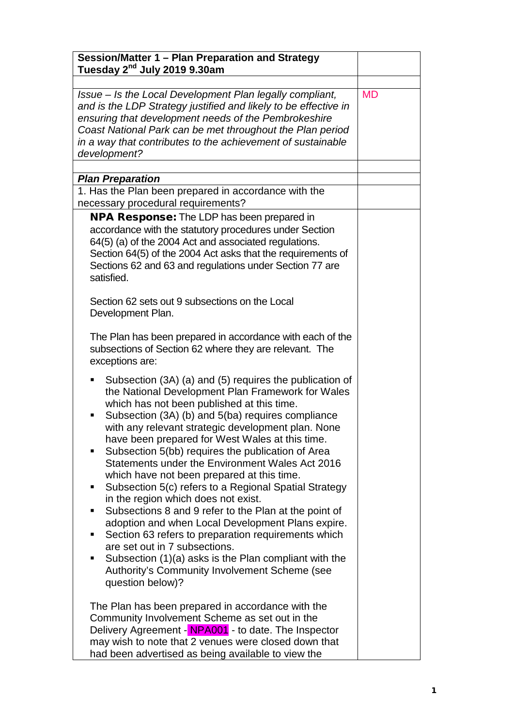| **Session/Matter 1 – Plan Preparation and Strategy Tuesday 2nd July 2019 9.30am** | |
|---|---|
| | |
| *Issue – Is the Local Development Plan legally compliant, and is the LDP Strategy justified and likely to be effective in ensuring that development needs of the Pembrokeshire Coast National Park can be met throughout the Plan period in a way that contributes to the achievement of sustainable development?* | MD |
| | |
| ***Plan Preparation*** | |
| 1. Has the Plan been prepared in accordance with the necessary procedural requirements? | |
| **NPA Response:** The LDP has been prepared in accordance with the statutory procedures under Section 64(5) (a) of the 2004 Act and associated regulations. Section 64(5) of the 2004 Act asks that the requirements of Sections 62 and 63 and regulations under Section 77 are satisfied.<br><br>Section 62 sets out 9 subsections on the Local Development Plan.<br><br>The Plan has been prepared in accordance with each of the subsections of Section 62 where they are relevant. The exceptions are:<br><br>▪ Subsection (3A) (a) and (5) requires the publication of the National Development Plan Framework for Wales which has not been published at this time.<br>▪ Subsection (3A) (b) and 5(ba) requires compliance with any relevant strategic development plan. None have been prepared for West Wales at this time.<br>▪ Subsection 5(bb) requires the publication of Area Statements under the Environment Wales Act 2016 which have not been prepared at this time.<br>▪ Subsection 5(c) refers to a Regional Spatial Strategy in the region which does not exist.<br>▪ Subsections 8 and 9 refer to the Plan at the point of adoption and when Local Development Plans expire.<br>▪ Section 63 refers to preparation requirements which are set out in 7 subsections.<br>▪ Subsection (1)(a) asks is the Plan compliant with the Authority's Community Involvement Scheme (see question below)?<br><br>The Plan has been prepared in accordance with the Community Involvement Scheme as set out in the Delivery Agreement - NPA001 - to date. The Inspector may wish to note that 2 venues were closed down that had been advertised as being available to view the | |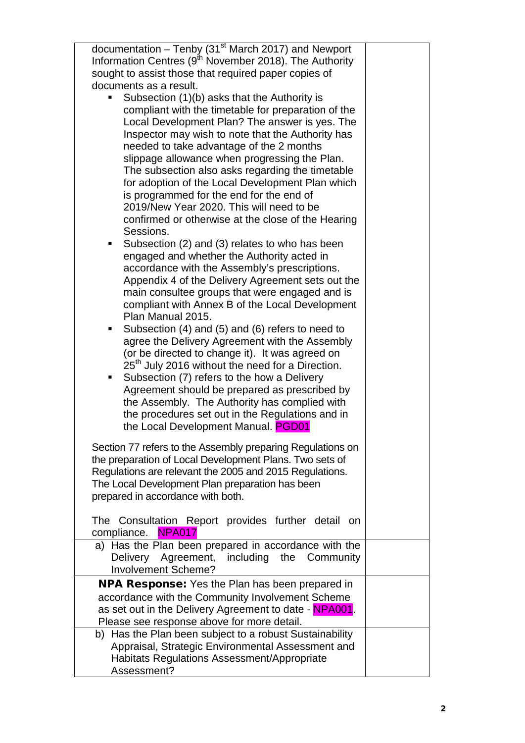| | |
|---|---|
| documentation – Tenby (31st March 2017) and Newport Information Centres (9th November 2018). The Authority sought to assist those that required paper copies of documents as a result.<br>▪ Subsection (1)(b) asks that the Authority is compliant with the timetable for preparation of the Local Development Plan? The answer is yes. The Inspector may wish to note that the Authority has needed to take advantage of the 2 months slippage allowance when progressing the Plan. The subsection also asks regarding the timetable for adoption of the Local Development Plan which is programmed for the end for the end of 2019/New Year 2020. This will need to be confirmed or otherwise at the close of the Hearing Sessions.<br>▪ Subsection (2) and (3) relates to who has been engaged and whether the Authority acted in accordance with the Assembly's prescriptions. Appendix 4 of the Delivery Agreement sets out the main consultee groups that were engaged and is compliant with Annex B of the Local Development Plan Manual 2015.<br>▪ Subsection (4) and (5) and (6) refers to need to agree the Delivery Agreement with the Assembly (or be directed to change it). It was agreed on 25th July 2016 without the need for a Direction.<br>▪ Subsection (7) refers to the how a Delivery Agreement should be prepared as prescribed by the Assembly. The Authority has complied with the procedures set out in the Regulations and in the Local Development Manual. PGD01<br><br>Section 77 refers to the Assembly preparing Regulations on the preparation of Local Development Plans. Two sets of Regulations are relevant the 2005 and 2015 Regulations. The Local Development Plan preparation has been prepared in accordance with both.<br><br>The Consultation Report provides further detail on compliance. NPA017 | |
| a) Has the Plan been prepared in accordance with the Delivery Agreement, including the Community Involvement Scheme? | |
| **NPA Response:** Yes the Plan has been prepared in accordance with the Community Involvement Scheme as set out in the Delivery Agreement to date - NPA001. Please see response above for more detail. | |
| b) Has the Plan been subject to a robust Sustainability Appraisal, Strategic Environmental Assessment and Habitats Regulations Assessment/Appropriate Assessment? | |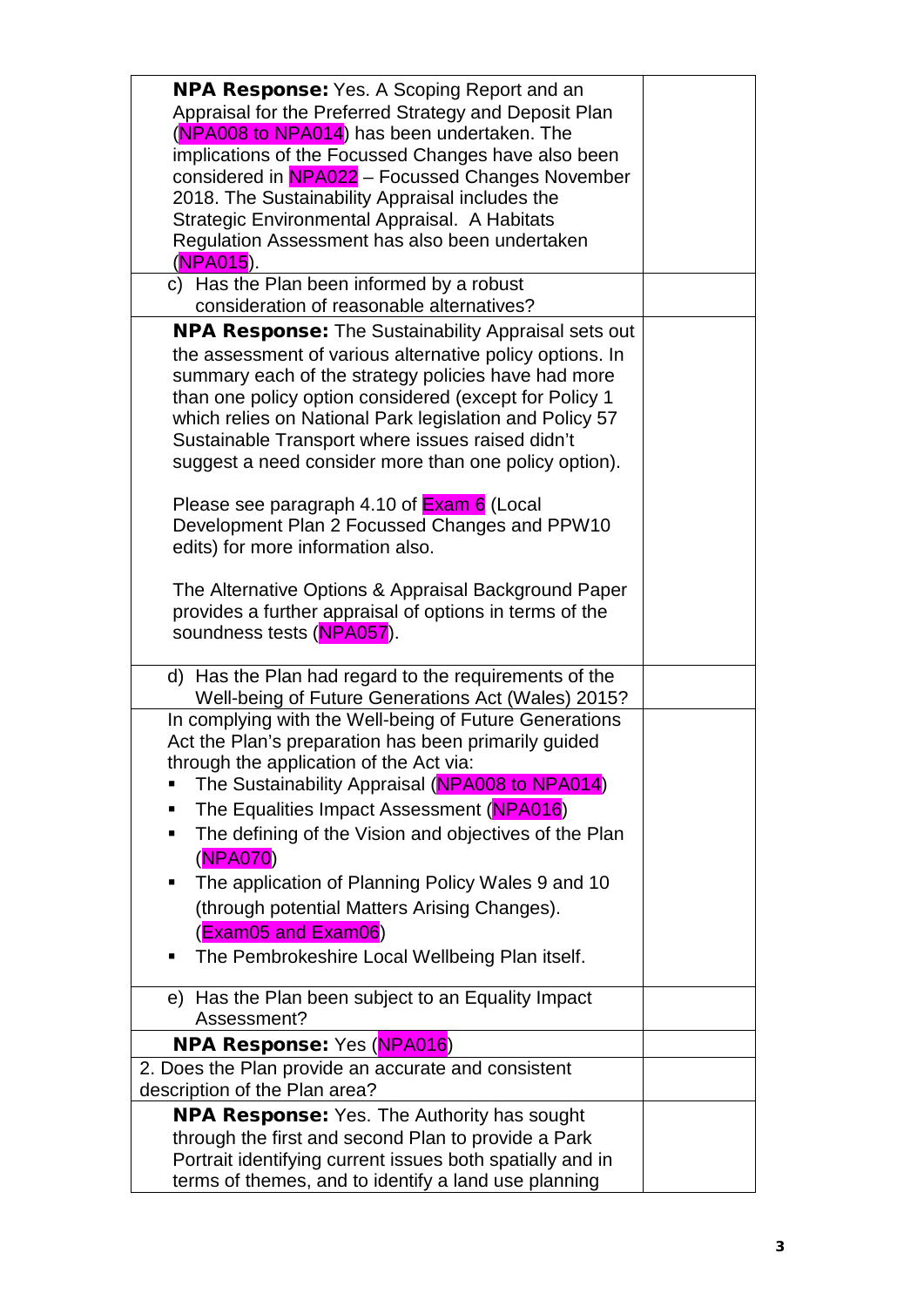| | |
|---|---|
| **NPA Response:** Yes. A Scoping Report and an Appraisal for the Preferred Strategy and Deposit Plan (NPA008 to NPA014) has been undertaken. The implications of the Focussed Changes have also been considered in NPA022 – Focussed Changes November 2018. The Sustainability Appraisal includes the Strategic Environmental Appraisal. A Habitats Regulation Assessment has also been undertaken (NPA015). | |
| c) Has the Plan been informed by a robust consideration of reasonable alternatives? | |
| **NPA Response:** The Sustainability Appraisal sets out the assessment of various alternative policy options. In summary each of the strategy policies have had more than one policy option considered (except for Policy 1 which relies on National Park legislation and Policy 57 Sustainable Transport where issues raised didn't suggest a need consider more than one policy option).<br><br>Please see paragraph 4.10 of Exam 6 (Local Development Plan 2 Focussed Changes and PPW10 edits) for more information also.<br><br>The Alternative Options & Appraisal Background Paper provides a further appraisal of options in terms of the soundness tests (NPA057). | |
| d) Has the Plan had regard to the requirements of the Well-being of Future Generations Act (Wales) 2015? | |
| In complying with the Well-being of Future Generations Act the Plan's preparation has been primarily guided through the application of the Act via:<br>▪ The Sustainability Appraisal (NPA008 to NPA014)<br>▪ The Equalities Impact Assessment (NPA016)<br>▪ The defining of the Vision and objectives of the Plan (NPA070)<br>▪ The application of Planning Policy Wales 9 and 10 (through potential Matters Arising Changes). (Exam05 and Exam06)<br>▪ The Pembrokeshire Local Wellbeing Plan itself. | |
| e) Has the Plan been subject to an Equality Impact Assessment? | |
| **NPA Response:** Yes (NPA016) | |
| 2. Does the Plan provide an accurate and consistent description of the Plan area? | |
| **NPA Response:** Yes. The Authority has sought through the first and second Plan to provide a Park Portrait identifying current issues both spatially and in terms of themes, and to identify a land use planning | |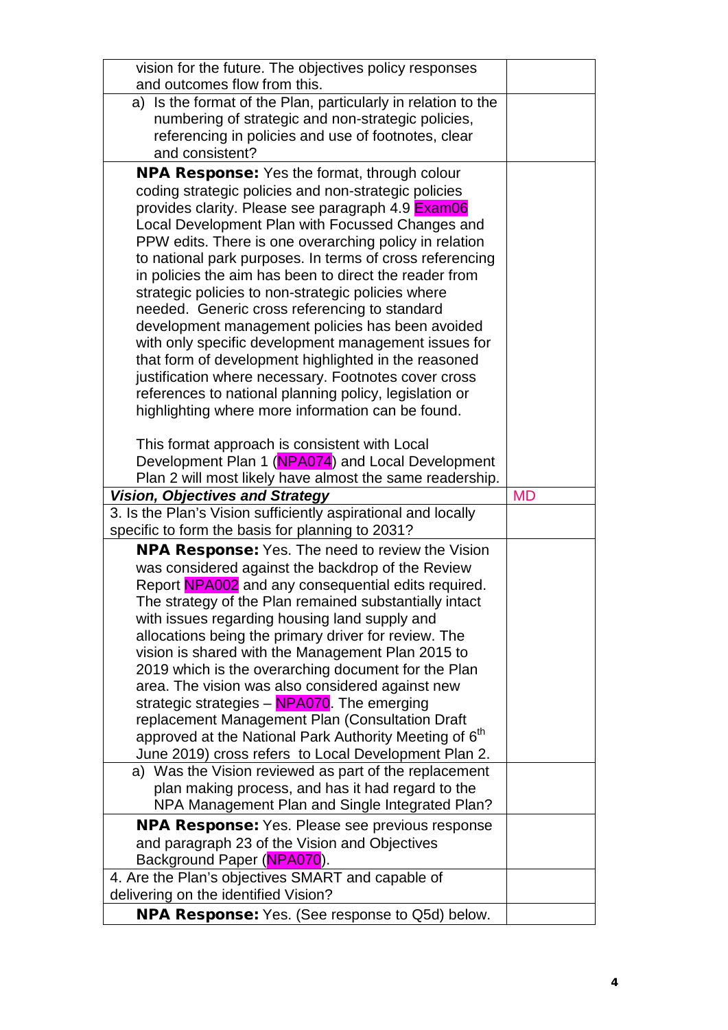| | |
|---|---|
| vision for the future. The objectives policy responses and outcomes flow from this. | |
| a) Is the format of the Plan, particularly in relation to the numbering of strategic and non-strategic policies, referencing in policies and use of footnotes, clear and consistent? | |
| **NPA Response:** Yes the format, through colour coding strategic policies and non-strategic policies provides clarity. Please see paragraph 4.9 Exam06 Local Development Plan with Focussed Changes and PPW edits. There is one overarching policy in relation to national park purposes. In terms of cross referencing in policies the aim has been to direct the reader from strategic policies to non-strategic policies where needed. Generic cross referencing to standard development management policies has been avoided with only specific development management issues for that form of development highlighted in the reasoned justification where necessary. Footnotes cover cross references to national planning policy, legislation or highlighting where more information can be found.<br><br>This format approach is consistent with Local Development Plan 1 (NPA074) and Local Development Plan 2 will most likely have almost the same readership. | |
| ***Vision, Objectives and Strategy*** | MD |
| 3. Is the Plan's Vision sufficiently aspirational and locally specific to form the basis for planning to 2031? | |
| **NPA Response:** Yes. The need to review the Vision was considered against the backdrop of the Review Report NPA002 and any consequential edits required. The strategy of the Plan remained substantially intact with issues regarding housing land supply and allocations being the primary driver for review. The vision is shared with the Management Plan 2015 to 2019 which is the overarching document for the Plan area. The vision was also considered against new strategic strategies – NPA070. The emerging replacement Management Plan (Consultation Draft approved at the National Park Authority Meeting of 6th June 2019) cross refers to Local Development Plan 2. | |
| a) Was the Vision reviewed as part of the replacement plan making process, and has it had regard to the NPA Management Plan and Single Integrated Plan? | |
| **NPA Response:** Yes. Please see previous response and paragraph 23 of the Vision and Objectives Background Paper (NPA070). | |
| 4. Are the Plan's objectives SMART and capable of delivering on the identified Vision? | |
| **NPA Response:** Yes. (See response to Q5d) below. | |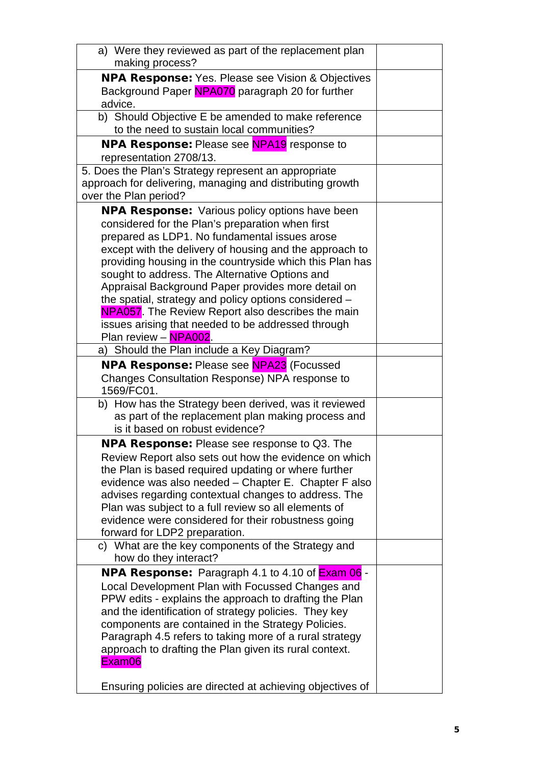| | |
|---|---|
| a) Were they reviewed as part of the replacement plan making process? | |
| **NPA Response:** Yes. Please see Vision & Objectives Background Paper NPA070 paragraph 20 for further advice. | |
| b) Should Objective E be amended to make reference to the need to sustain local communities? | |
| **NPA Response:** Please see NPA19 response to representation 2708/13. | |
| 5. Does the Plan's Strategy represent an appropriate approach for delivering, managing and distributing growth over the Plan period? | |
| **NPA Response:** Various policy options have been considered for the Plan's preparation when first prepared as LDP1. No fundamental issues arose except with the delivery of housing and the approach to providing housing in the countryside which this Plan has sought to address. The Alternative Options and Appraisal Background Paper provides more detail on the spatial, strategy and policy options considered – NPA057. The Review Report also describes the main issues arising that needed to be addressed through Plan review – NPA002. | |
| a) Should the Plan include a Key Diagram? | |
| **NPA Response:** Please see NPA23 (Focussed Changes Consultation Response) NPA response to 1569/FC01. | |
| b) How has the Strategy been derived, was it reviewed as part of the replacement plan making process and is it based on robust evidence? | |
| **NPA Response:** Please see response to Q3. The Review Report also sets out how the evidence on which the Plan is based required updating or where further evidence was also needed – Chapter E. Chapter F also advises regarding contextual changes to address. The Plan was subject to a full review so all elements of evidence were considered for their robustness going forward for LDP2 preparation. | |
| c) What are the key components of the Strategy and how do they interact? | |
| **NPA Response:** Paragraph 4.1 to 4.10 of Exam 06 - Local Development Plan with Focussed Changes and PPW edits - explains the approach to drafting the Plan and the identification of strategy policies. They key components are contained in the Strategy Policies. Paragraph 4.5 refers to taking more of a rural strategy approach to drafting the Plan given its rural context. Exam06<br><br>Ensuring policies are directed at achieving objectives of | |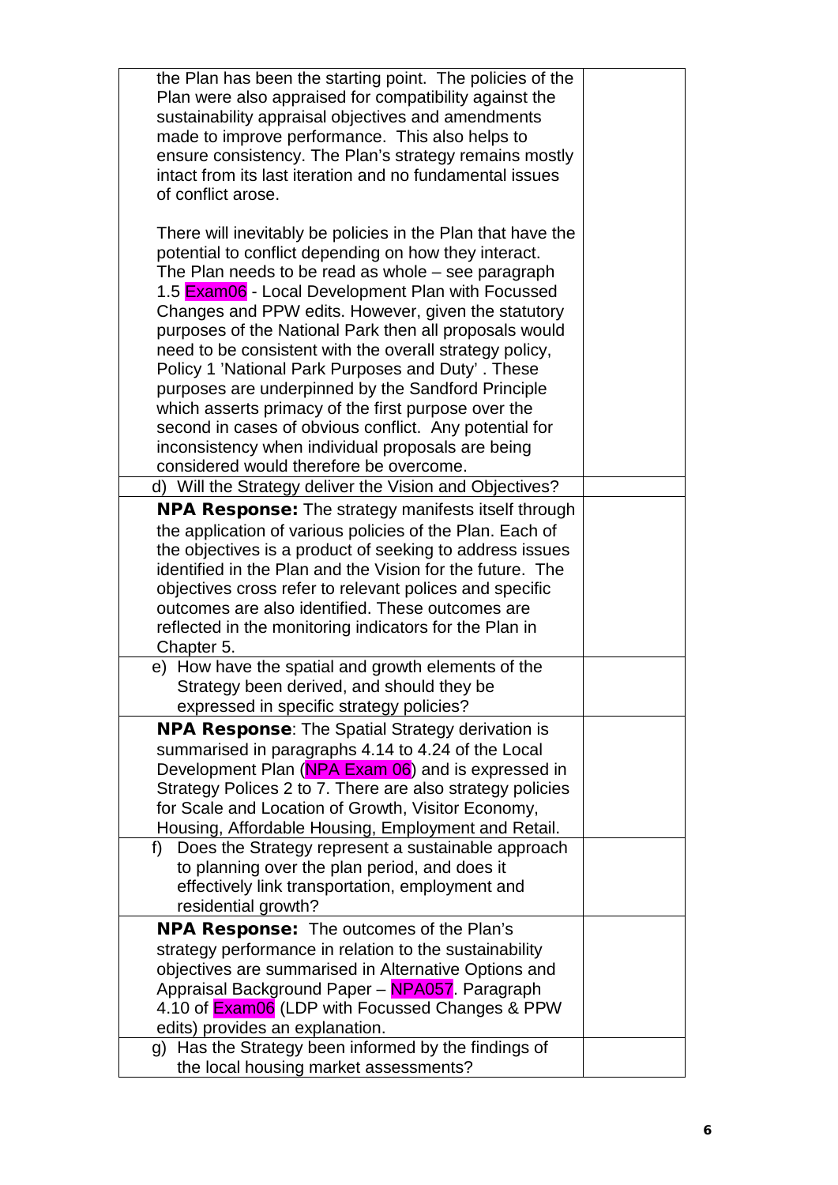| | |
|---|---|
| the Plan has been the starting point. The policies of the Plan were also appraised for compatibility against the sustainability appraisal objectives and amendments made to improve performance. This also helps to ensure consistency. The Plan's strategy remains mostly intact from its last iteration and no fundamental issues of conflict arose.<br><br>There will inevitably be policies in the Plan that have the potential to conflict depending on how they interact. The Plan needs to be read as whole – see paragraph 1.5 Exam06 - Local Development Plan with Focussed Changes and PPW edits. However, given the statutory purposes of the National Park then all proposals would need to be consistent with the overall strategy policy, Policy 1 'National Park Purposes and Duty' . These purposes are underpinned by the Sandford Principle which asserts primacy of the first purpose over the second in cases of obvious conflict. Any potential for inconsistency when individual proposals are being considered would therefore be overcome. | |
| d) Will the Strategy deliver the Vision and Objectives? | |
| **NPA Response:** The strategy manifests itself through the application of various policies of the Plan. Each of the objectives is a product of seeking to address issues identified in the Plan and the Vision for the future. The objectives cross refer to relevant polices and specific outcomes are also identified. These outcomes are reflected in the monitoring indicators for the Plan in Chapter 5. | |
| e) How have the spatial and growth elements of the Strategy been derived, and should they be expressed in specific strategy policies? | |
| **NPA Response**: The Spatial Strategy derivation is summarised in paragraphs 4.14 to 4.24 of the Local Development Plan (NPA Exam 06) and is expressed in Strategy Polices 2 to 7. There are also strategy policies for Scale and Location of Growth, Visitor Economy, Housing, Affordable Housing, Employment and Retail. | |
| f) Does the Strategy represent a sustainable approach to planning over the plan period, and does it effectively link transportation, employment and residential growth? | |
| **NPA Response:** The outcomes of the Plan's strategy performance in relation to the sustainability objectives are summarised in Alternative Options and Appraisal Background Paper – NPA057. Paragraph 4.10 of Exam06 (LDP with Focussed Changes & PPW edits) provides an explanation. | |
| g) Has the Strategy been informed by the findings of the local housing market assessments? | |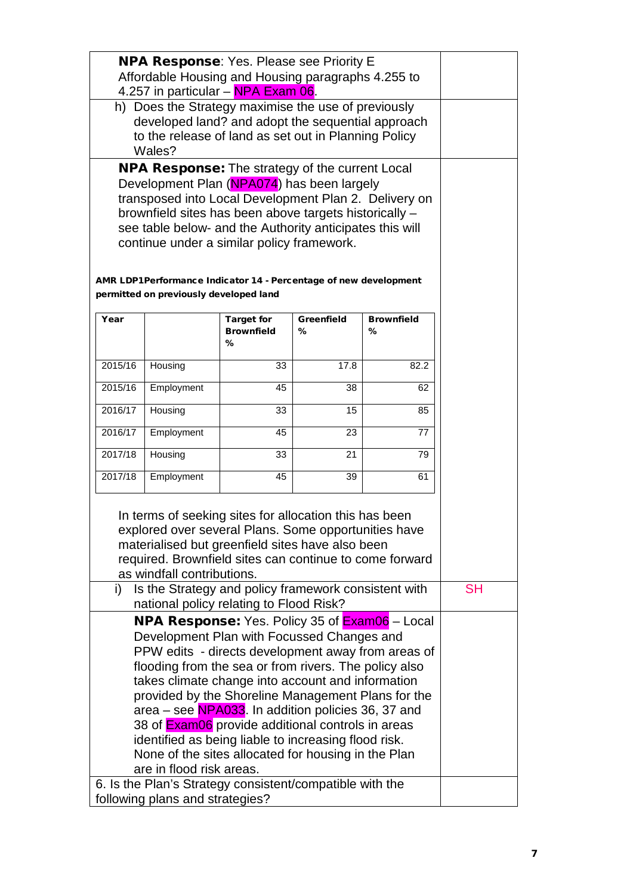**NPA Response**: Yes. Please see Priority E Affordable Housing and Housing paragraphs 4.255 to 4.257 in particular – NPA Exam 06.

h) Does the Strategy maximise the use of previously developed land? and adopt the sequential approach to the release of land as set out in Planning Policy Wales?

**NPA Response:** The strategy of the current Local Development Plan (NPA074) has been largely transposed into Local Development Plan 2. Delivery on brownfield sites has been above targets historically – see table below- and the Authority anticipates this will continue under a similar policy framework.

**AMR LDP1Performance Indicator 14 - Percentage of new development permitted on previously developed land**

| Year | | Target for Brownfield % | Greenfield % | Brownfield % |
|---|---|---|---|---|
| 2015/16 | Housing | 33 | 17.8 | 82.2 |
| 2015/16 | Employment | 45 | 38 | 62 |
| 2016/17 | Housing | 33 | 15 | 85 |
| 2016/17 | Employment | 45 | 23 | 77 |
| 2017/18 | Housing | 33 | 21 | 79 |
| 2017/18 | Employment | 45 | 39 | 61 |

In terms of seeking sites for allocation this has been explored over several Plans. Some opportunities have materialised but greenfield sites have also been required. Brownfield sites can continue to come forward as windfall contributions.

i) Is the Strategy and policy framework consistent with national policy relating to Flood Risk? — SH

**NPA Response:** Yes. Policy 35 of Exam06 – Local Development Plan with Focussed Changes and PPW edits - directs development away from areas of flooding from the sea or from rivers. The policy also takes climate change into account and information provided by the Shoreline Management Plans for the area – see NPA033. In addition policies 36, 37 and 38 of Exam06 provide additional controls in areas identified as being liable to increasing flood risk. None of the sites allocated for housing in the Plan are in flood risk areas.

6. Is the Plan's Strategy consistent/compatible with the following plans and strategies?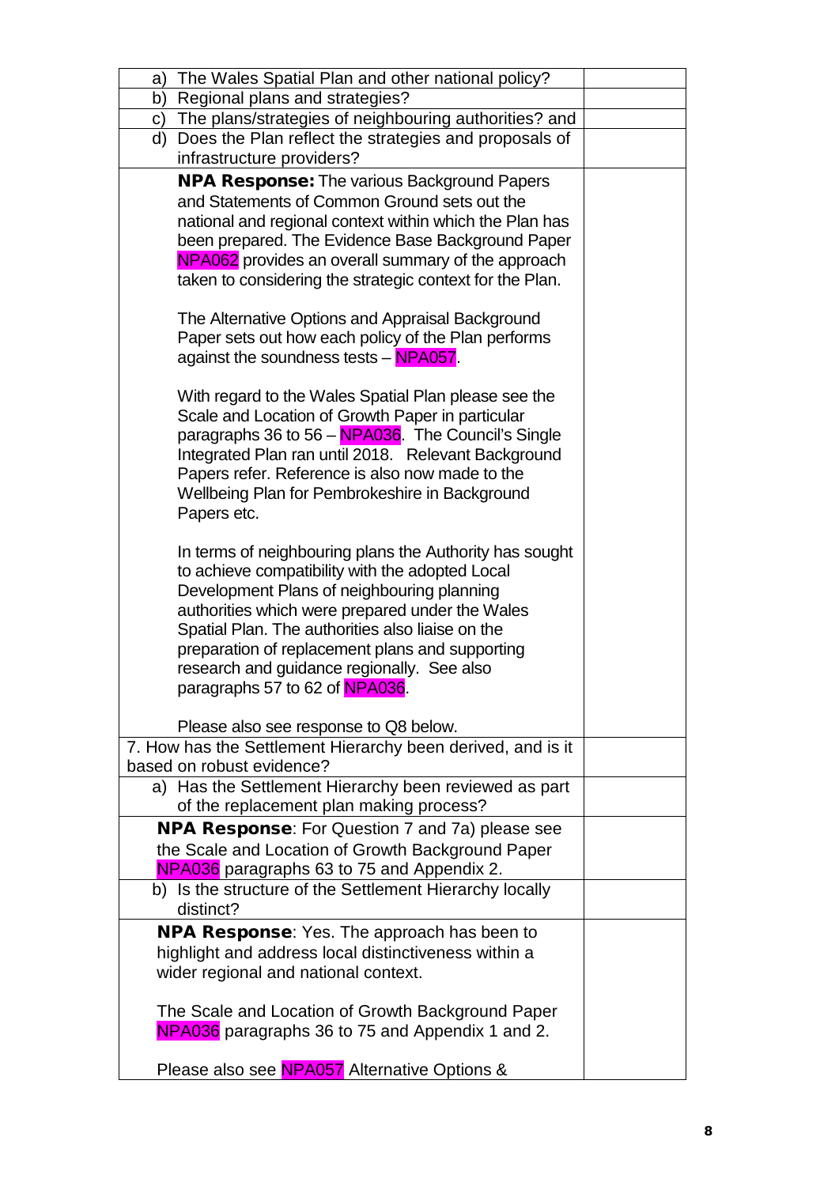| | |
|---|---|
| a) The Wales Spatial Plan and other national policy? | |
| b) Regional plans and strategies? | |
| c) The plans/strategies of neighbouring authorities? and | |
| d) Does the Plan reflect the strategies and proposals of infrastructure providers? | |
| **NPA Response:** The various Background Papers and Statements of Common Ground sets out the national and regional context within which the Plan has been prepared. The Evidence Base Background Paper NPA062 provides an overall summary of the approach taken to considering the strategic context for the Plan.<br><br>The Alternative Options and Appraisal Background Paper sets out how each policy of the Plan performs against the soundness tests – NPA057.<br><br>With regard to the Wales Spatial Plan please see the Scale and Location of Growth Paper in particular paragraphs 36 to 56 – NPA036. The Council's Single Integrated Plan ran until 2018. Relevant Background Papers refer. Reference is also now made to the Wellbeing Plan for Pembrokeshire in Background Papers etc.<br><br>In terms of neighbouring plans the Authority has sought to achieve compatibility with the adopted Local Development Plans of neighbouring planning authorities which were prepared under the Wales Spatial Plan. The authorities also liaise on the preparation of replacement plans and supporting research and guidance regionally. See also paragraphs 57 to 62 of NPA036.<br><br>Please also see response to Q8 below. | |
| 7. How has the Settlement Hierarchy been derived, and is it based on robust evidence? | |
| a) Has the Settlement Hierarchy been reviewed as part of the replacement plan making process? | |
| **NPA Response**: For Question 7 and 7a) please see the Scale and Location of Growth Background Paper NPA036 paragraphs 63 to 75 and Appendix 2. | |
| b) Is the structure of the Settlement Hierarchy locally distinct? | |
| **NPA Response**: Yes. The approach has been to highlight and address local distinctiveness within a wider regional and national context.<br><br>The Scale and Location of Growth Background Paper NPA036 paragraphs 36 to 75 and Appendix 1 and 2.<br><br>Please also see NPA057 Alternative Options & | |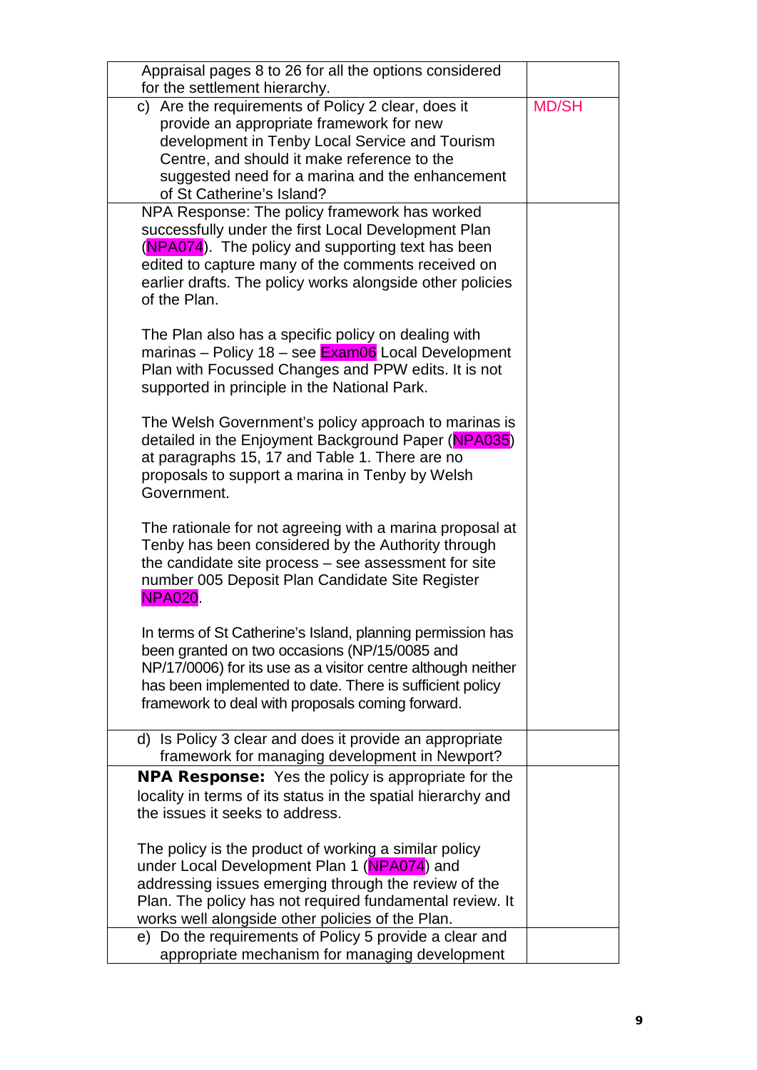| | |
|---|---|
| Appraisal pages 8 to 26 for all the options considered for the settlement hierarchy. | |
| c) Are the requirements of Policy 2 clear, does it provide an appropriate framework for new development in Tenby Local Service and Tourism Centre, and should it make reference to the suggested need for a marina and the enhancement of St Catherine's Island? | MD/SH |
| NPA Response: The policy framework has worked successfully under the first Local Development Plan (NPA074). The policy and supporting text has been edited to capture many of the comments received on earlier drafts. The policy works alongside other policies of the Plan.<br><br>The Plan also has a specific policy on dealing with marinas – Policy 18 – see Exam06 Local Development Plan with Focussed Changes and PPW edits. It is not supported in principle in the National Park.<br><br>The Welsh Government's policy approach to marinas is detailed in the Enjoyment Background Paper (NPA035) at paragraphs 15, 17 and Table 1. There are no proposals to support a marina in Tenby by Welsh Government.<br><br>The rationale for not agreeing with a marina proposal at Tenby has been considered by the Authority through the candidate site process – see assessment for site number 005 Deposit Plan Candidate Site Register NPA020.<br><br>In terms of St Catherine's Island, planning permission has been granted on two occasions (NP/15/0085 and NP/17/0006) for its use as a visitor centre although neither has been implemented to date. There is sufficient policy framework to deal with proposals coming forward. | |
| d) Is Policy 3 clear and does it provide an appropriate framework for managing development in Newport? | |
| **NPA Response:** Yes the policy is appropriate for the locality in terms of its status in the spatial hierarchy and the issues it seeks to address.<br><br>The policy is the product of working a similar policy under Local Development Plan 1 (NPA074) and addressing issues emerging through the review of the Plan. The policy has not required fundamental review. It works well alongside other policies of the Plan. | |
| e) Do the requirements of Policy 5 provide a clear and appropriate mechanism for managing development | |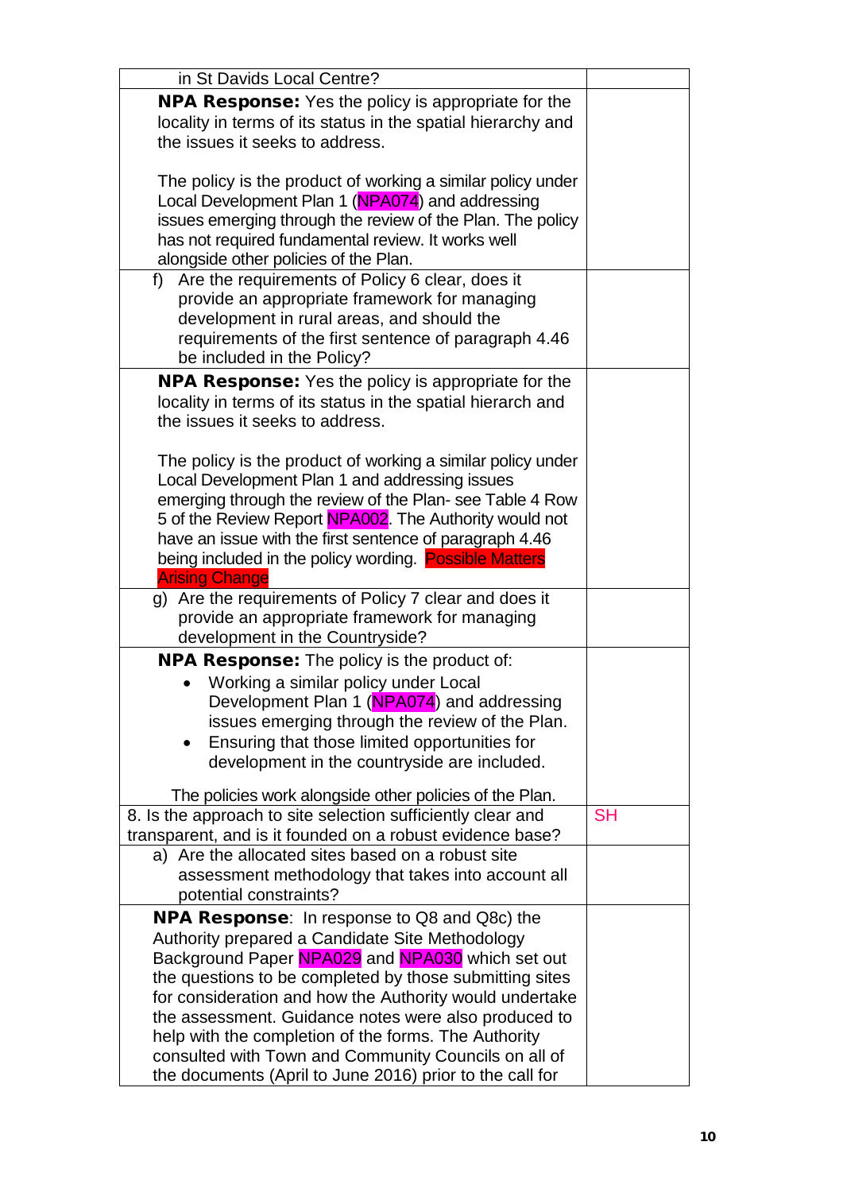| | |
|---|---|
| in St Davids Local Centre? | |
| **NPA Response:** Yes the policy is appropriate for the locality in terms of its status in the spatial hierarchy and the issues it seeks to address.<br><br>The policy is the product of working a similar policy under Local Development Plan 1 (NPA074) and addressing issues emerging through the review of the Plan. The policy has not required fundamental review. It works well alongside other policies of the Plan. | |
| f) Are the requirements of Policy 6 clear, does it provide an appropriate framework for managing development in rural areas, and should the requirements of the first sentence of paragraph 4.46 be included in the Policy? | |
| **NPA Response:** Yes the policy is appropriate for the locality in terms of its status in the spatial hierarch and the issues it seeks to address.<br><br>The policy is the product of working a similar policy under Local Development Plan 1 and addressing issues emerging through the review of the Plan- see Table 4 Row 5 of the Review Report NPA002. The Authority would not have an issue with the first sentence of paragraph 4.46 being included in the policy wording. Possible Matters Arising Change | |
| g) Are the requirements of Policy 7 clear and does it provide an appropriate framework for managing development in the Countryside? | |
| **NPA Response:** The policy is the product of:<br>• Working a similar policy under Local Development Plan 1 (NPA074) and addressing issues emerging through the review of the Plan.<br>• Ensuring that those limited opportunities for development in the countryside are included.<br><br>The policies work alongside other policies of the Plan. | |
| 8. Is the approach to site selection sufficiently clear and transparent, and is it founded on a robust evidence base? | SH |
| a) Are the allocated sites based on a robust site assessment methodology that takes into account all potential constraints? | |
| **NPA Response**: In response to Q8 and Q8c) the Authority prepared a Candidate Site Methodology Background Paper NPA029 and NPA030 which set out the questions to be completed by those submitting sites for consideration and how the Authority would undertake the assessment. Guidance notes were also produced to help with the completion of the forms. The Authority consulted with Town and Community Councils on all of the documents (April to June 2016) prior to the call for | |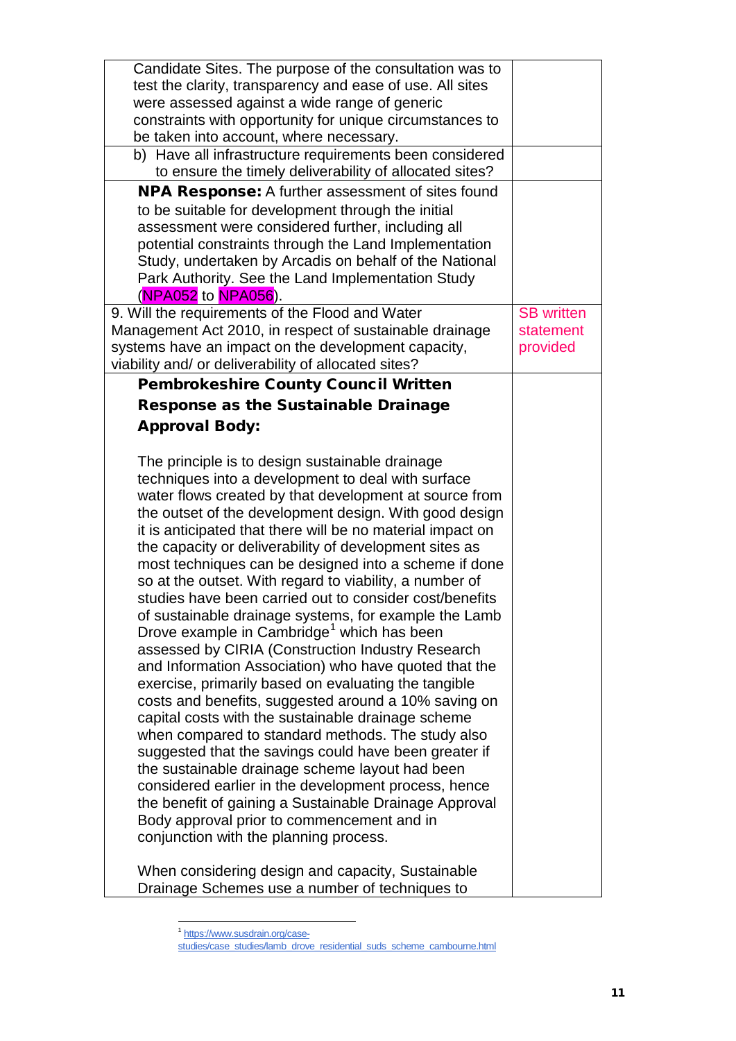| | |
|---|---|
| Candidate Sites. The purpose of the consultation was to test the clarity, transparency and ease of use. All sites were assessed against a wide range of generic constraints with opportunity for unique circumstances to be taken into account, where necessary. | |
| b) Have all infrastructure requirements been considered to ensure the timely deliverability of allocated sites? | |
| **NPA Response:** A further assessment of sites found to be suitable for development through the initial assessment were considered further, including all potential constraints through the Land Implementation Study, undertaken by Arcadis on behalf of the National Park Authority. See the Land Implementation Study (NPA052 to NPA056). | |
| 9. Will the requirements of the Flood and Water Management Act 2010, in respect of sustainable drainage systems have an impact on the development capacity, viability and/ or deliverability of allocated sites? | SB written statement provided |
| **Pembrokeshire County Council Written Response as the Sustainable Drainage Approval Body:**<br><br>The principle is to design sustainable drainage techniques into a development to deal with surface water flows created by that development at source from the outset of the development design. With good design it is anticipated that there will be no material impact on the capacity or deliverability of development sites as most techniques can be designed into a scheme if done so at the outset. With regard to viability, a number of studies have been carried out to consider cost/benefits of sustainable drainage systems, for example the Lamb Drove example in Cambridge[1] which has been assessed by CIRIA (Construction Industry Research and Information Association) who have quoted that the exercise, primarily based on evaluating the tangible costs and benefits, suggested around a 10% saving on capital costs with the sustainable drainage scheme when compared to standard methods. The study also suggested that the savings could have been greater if the sustainable drainage scheme layout had been considered earlier in the development process, hence the benefit of gaining a Sustainable Drainage Approval Body approval prior to commencement and in conjunction with the planning process.<br><br>When considering design and capacity, Sustainable Drainage Schemes use a number of techniques to | |

[1] https://www.susdrain.org/case-studies/case_studies/lamb_drove_residential_suds_scheme_cambourne.html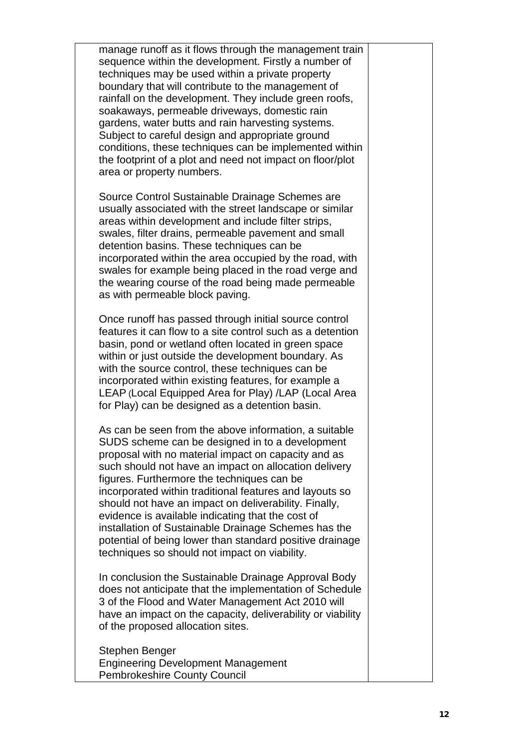| | |
|---|---|
| manage runoff as it flows through the management train sequence within the development. Firstly a number of techniques may be used within a private property boundary that will contribute to the management of rainfall on the development. They include green roofs, soakaways, permeable driveways, domestic rain gardens, water butts and rain harvesting systems. Subject to careful design and appropriate ground conditions, these techniques can be implemented within the footprint of a plot and need not impact on floor/plot area or property numbers.<br><br>Source Control Sustainable Drainage Schemes are usually associated with the street landscape or similar areas within development and include filter strips, swales, filter drains, permeable pavement and small detention basins. These techniques can be incorporated within the area occupied by the road, with swales for example being placed in the road verge and the wearing course of the road being made permeable as with permeable block paving.<br><br>Once runoff has passed through initial source control features it can flow to a site control such as a detention basin, pond or wetland often located in green space within or just outside the development boundary. As with the source control, these techniques can be incorporated within existing features, for example a LEAP (Local Equipped Area for Play) /LAP (Local Area for Play) can be designed as a detention basin.<br><br>As can be seen from the above information, a suitable SUDS scheme can be designed in to a development proposal with no material impact on capacity and as such should not have an impact on allocation delivery figures. Furthermore the techniques can be incorporated within traditional features and layouts so should not have an impact on deliverability. Finally, evidence is available indicating that the cost of installation of Sustainable Drainage Schemes has the potential of being lower than standard positive drainage techniques so should not impact on viability.<br><br>In conclusion the Sustainable Drainage Approval Body does not anticipate that the implementation of Schedule 3 of the Flood and Water Management Act 2010 will have an impact on the capacity, deliverability or viability of the proposed allocation sites.<br><br>Stephen Benger<br>Engineering Development Management<br>Pembrokeshire County Council | |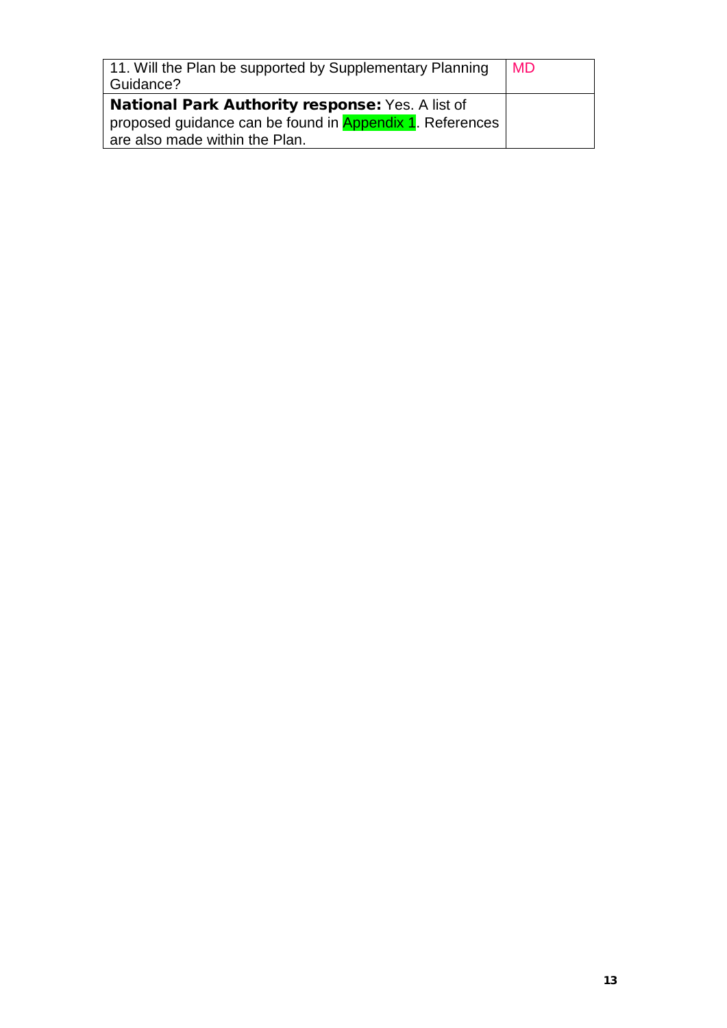| 11. Will the Plan be supported by Supplementary Planning Guidance? | MD |
| --- | --- |
| **National Park Authority response:** Yes. A list of proposed guidance can be found in Appendix 1. References are also made within the Plan. | |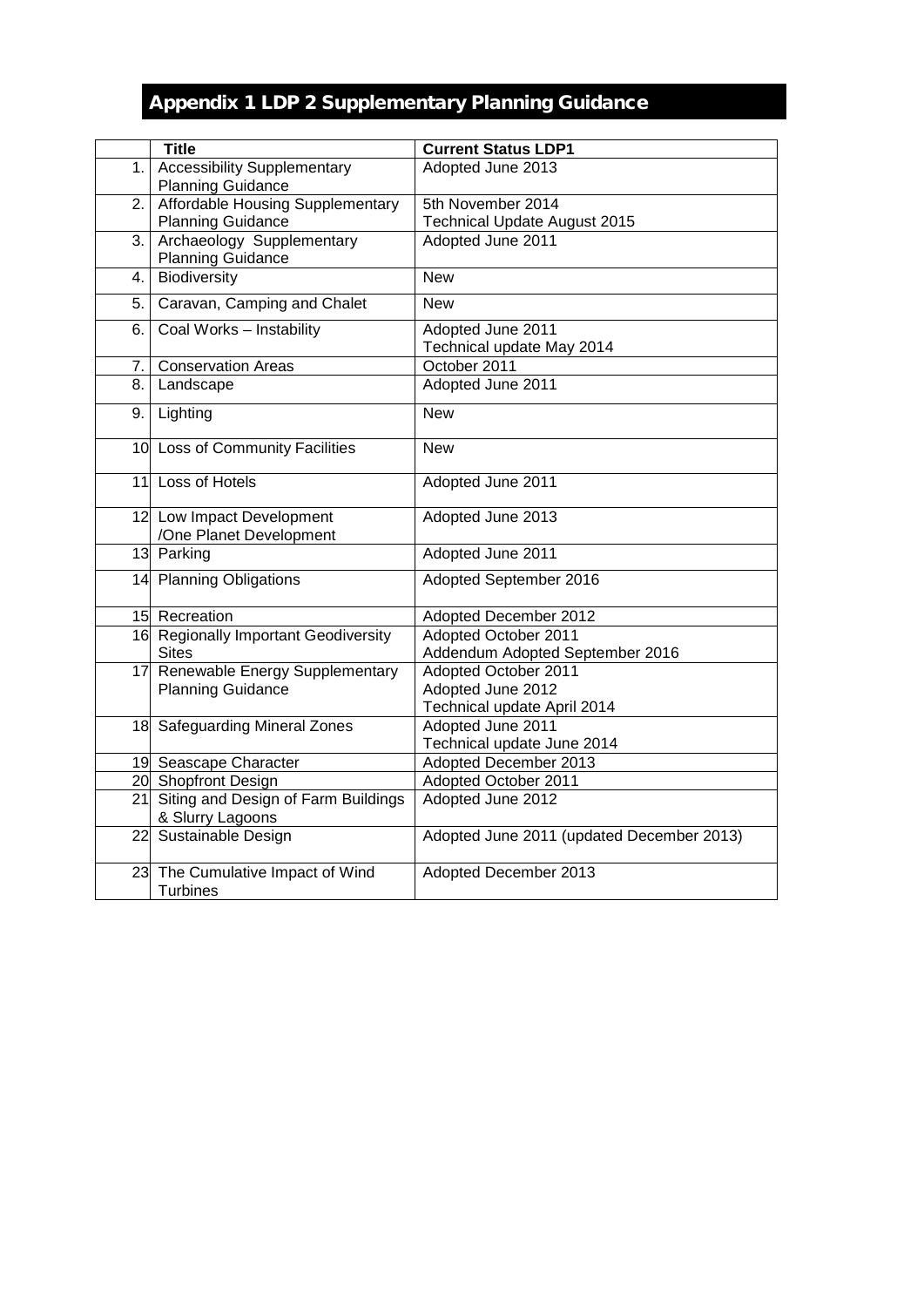# Appendix 1 LDP 2 Supplementary Planning Guidance

| | Title | Current Status LDP1 |
|---|---|---|
| 1. | Accessibility Supplementary Planning Guidance | Adopted June 2013 |
| 2. | Affordable Housing Supplementary Planning Guidance | 5th November 2014<br>Technical Update August 2015 |
| 3. | Archaeology Supplementary Planning Guidance | Adopted June 2011 |
| 4. | Biodiversity | New |
| 5. | Caravan, Camping and Chalet | New |
| 6. | Coal Works – Instability | Adopted June 2011<br>Technical update May 2014 |
| 7. | Conservation Areas | October 2011 |
| 8. | Landscape | Adopted June 2011 |
| 9. | Lighting | New |
| 10 | Loss of Community Facilities | New |
| 11 | Loss of Hotels | Adopted June 2011 |
| 12 | Low Impact Development /One Planet Development | Adopted June 2013 |
| 13 | Parking | Adopted June 2011 |
| 14 | Planning Obligations | Adopted September 2016 |
| 15 | Recreation | Adopted December 2012 |
| 16 | Regionally Important Geodiversity Sites | Adopted October 2011<br>Addendum Adopted September 2016 |
| 17 | Renewable Energy Supplementary Planning Guidance | Adopted October 2011<br>Adopted June 2012<br>Technical update April 2014 |
| 18 | Safeguarding Mineral Zones | Adopted June 2011<br>Technical update June 2014 |
| 19 | Seascape Character | Adopted December 2013 |
| 20 | Shopfront Design | Adopted October 2011 |
| 21 | Siting and Design of Farm Buildings & Slurry Lagoons | Adopted June 2012 |
| 22 | Sustainable Design | Adopted June 2011 (updated December 2013) |
| 23 | The Cumulative Impact of Wind Turbines | Adopted December 2013 |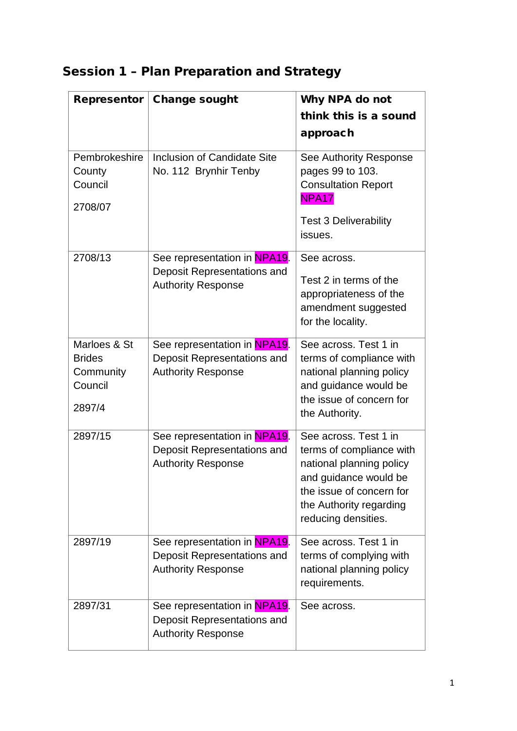## Session 1 – Plan Preparation and Strategy

| Representor | Change sought | Why NPA do not think this is a sound approach |
|---|---|---|
| Pembrokeshire County Council<br><br>2708/07 | Inclusion of Candidate Site No. 112 Brynhir Tenby | See Authority Response pages 99 to 103. Consultation Report NPA17<br><br>Test 3 Deliverability issues. |
| 2708/13 | See representation in NPA19. Deposit Representations and Authority Response | See across.<br><br>Test 2 in terms of the appropriateness of the amendment suggested for the locality. |
| Marloes & St Brides Community Council<br><br>2897/4 | See representation in NPA19. Deposit Representations and Authority Response | See across. Test 1 in terms of compliance with national planning policy and guidance would be the issue of concern for the Authority. |
| 2897/15 | See representation in NPA19. Deposit Representations and Authority Response | See across. Test 1 in terms of compliance with national planning policy and guidance would be the issue of concern for the Authority regarding reducing densities. |
| 2897/19 | See representation in NPA19. Deposit Representations and Authority Response | See across. Test 1 in terms of complying with national planning policy requirements. |
| 2897/31 | See representation in NPA19. Deposit Representations and Authority Response | See across. |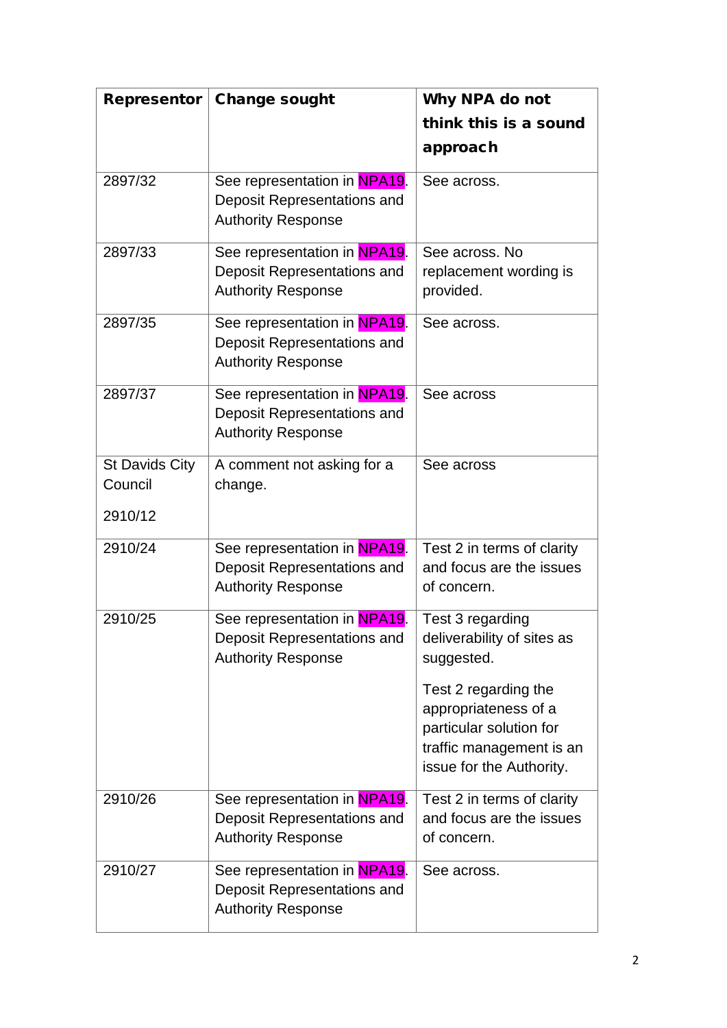| Representor | Change sought | Why NPA do not think this is a sound approach |
|---|---|---|
| 2897/32 | See representation in NPA19. Deposit Representations and Authority Response | See across. |
| 2897/33 | See representation in NPA19. Deposit Representations and Authority Response | See across. No replacement wording is provided. |
| 2897/35 | See representation in NPA19. Deposit Representations and Authority Response | See across. |
| 2897/37 | See representation in NPA19. Deposit Representations and Authority Response | See across |
| St Davids City Council 2910/12 | A comment not asking for a change. | See across |
| 2910/24 | See representation in NPA19. Deposit Representations and Authority Response | Test 2 in terms of clarity and focus are the issues of concern. |
| 2910/25 | See representation in NPA19. Deposit Representations and Authority Response | Test 3 regarding deliverability of sites as suggested. Test 2 regarding the appropriateness of a particular solution for traffic management is an issue for the Authority. |
| 2910/26 | See representation in NPA19. Deposit Representations and Authority Response | Test 2 in terms of clarity and focus are the issues of concern. |
| 2910/27 | See representation in NPA19. Deposit Representations and Authority Response | See across. |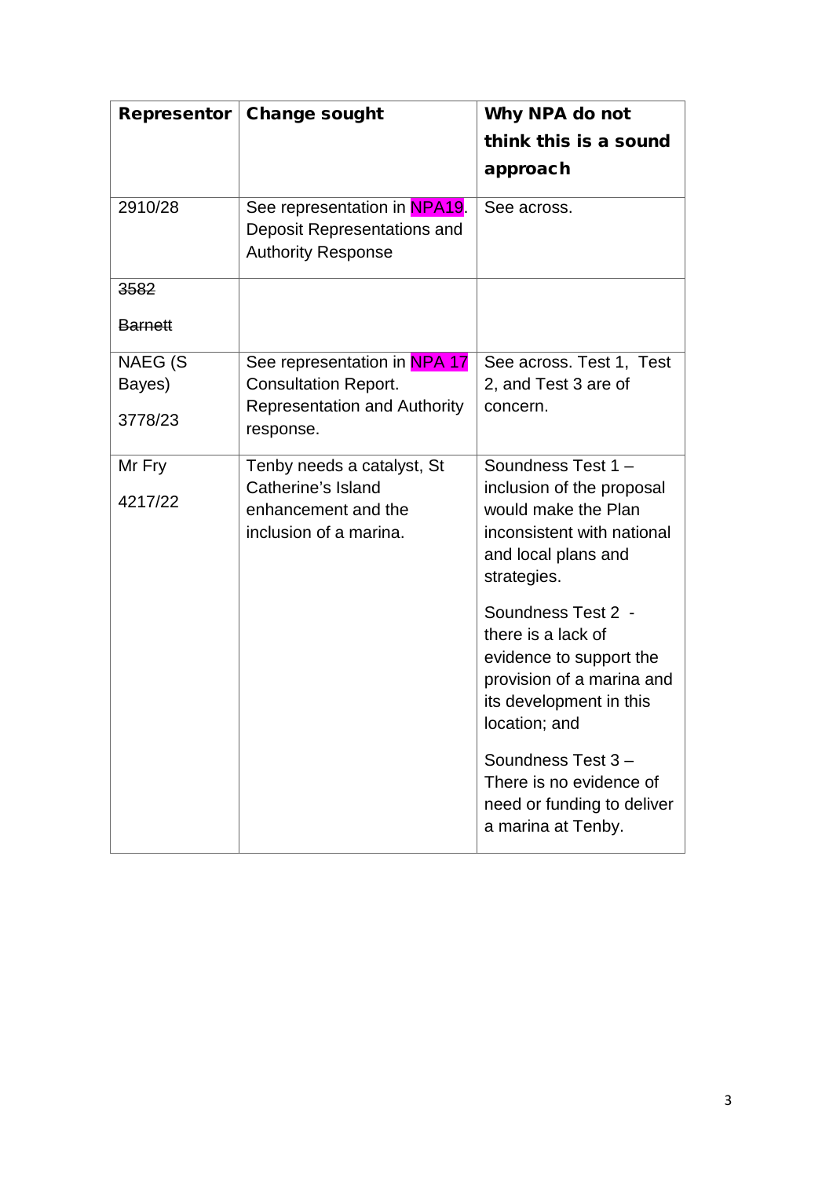| Representor | Change sought | Why NPA do not think this is a sound approach |
|---|---|---|
| 2910/28 | See representation in NPA19. Deposit Representations and Authority Response | See across. |
| ~~3582~~ ~~Barnett~~ | | |
| NAEG (S Bayes) 3778/23 | See representation in NPA 17 Consultation Report. Representation and Authority response. | See across. Test 1, Test 2, and Test 3 are of concern. |
| Mr Fry 4217/22 | Tenby needs a catalyst, St Catherine's Island enhancement and the inclusion of a marina. | Soundness Test 1 – inclusion of the proposal would make the Plan inconsistent with national and local plans and strategies. Soundness Test 2 - there is a lack of evidence to support the provision of a marina and its development in this location; and Soundness Test 3 – There is no evidence of need or funding to deliver a marina at Tenby. |